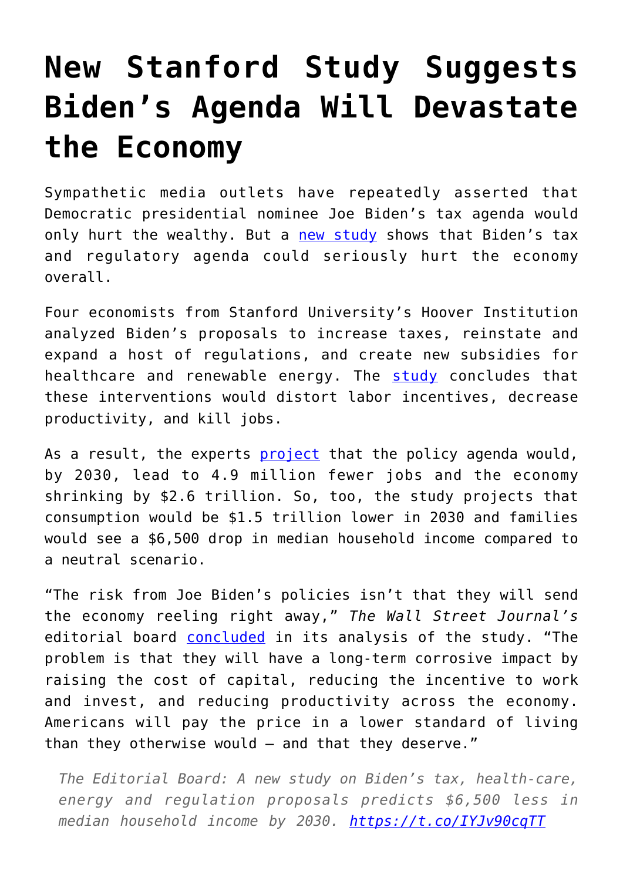# New Stanford Study Suggests Biden's Agenda Will Devastate the Economy

Sympathetic media outlets have repeatedly asserted that Democratic presidential nominee Joe Biden's tax agenda would only hurt the wealthy. But a new study shows that Biden's tax and regulatory agenda could seriously hurt the economy overall.

Four economists from Stanford University's Hoover Institution analyzed Biden's proposals to increase taxes, reinstate and expand a host of regulations, and create new subsidies for healthcare and renewable energy. The study concludes that these interventions would distort labor incentives, decrease productivity, and kill jobs.

As a result, the experts project that the policy agenda would, by 2030, lead to 4.9 million fewer jobs and the economy shrinking by $2.6 trillion. So, too, the study projects that consumption would be $1.5 trillion lower in 2030 and families would see a $6,500 drop in median household income compared to a neutral scenario.

"The risk from Joe Biden's policies isn't that they will send the economy reeling right away," *The Wall Street Journal's* editorial board concluded in its analysis of the study. "The problem is that they will have a long-term corrosive impact by raising the cost of capital, reducing the incentive to work and invest, and reducing productivity across the economy. Americans will pay the price in a lower standard of living than they otherwise would — and that they deserve."

> *The Editorial Board: A new study on Biden's tax, health-care, energy and regulation proposals predicts $6,500 less in median household income by 2030. https://t.co/IYJv90cqTT*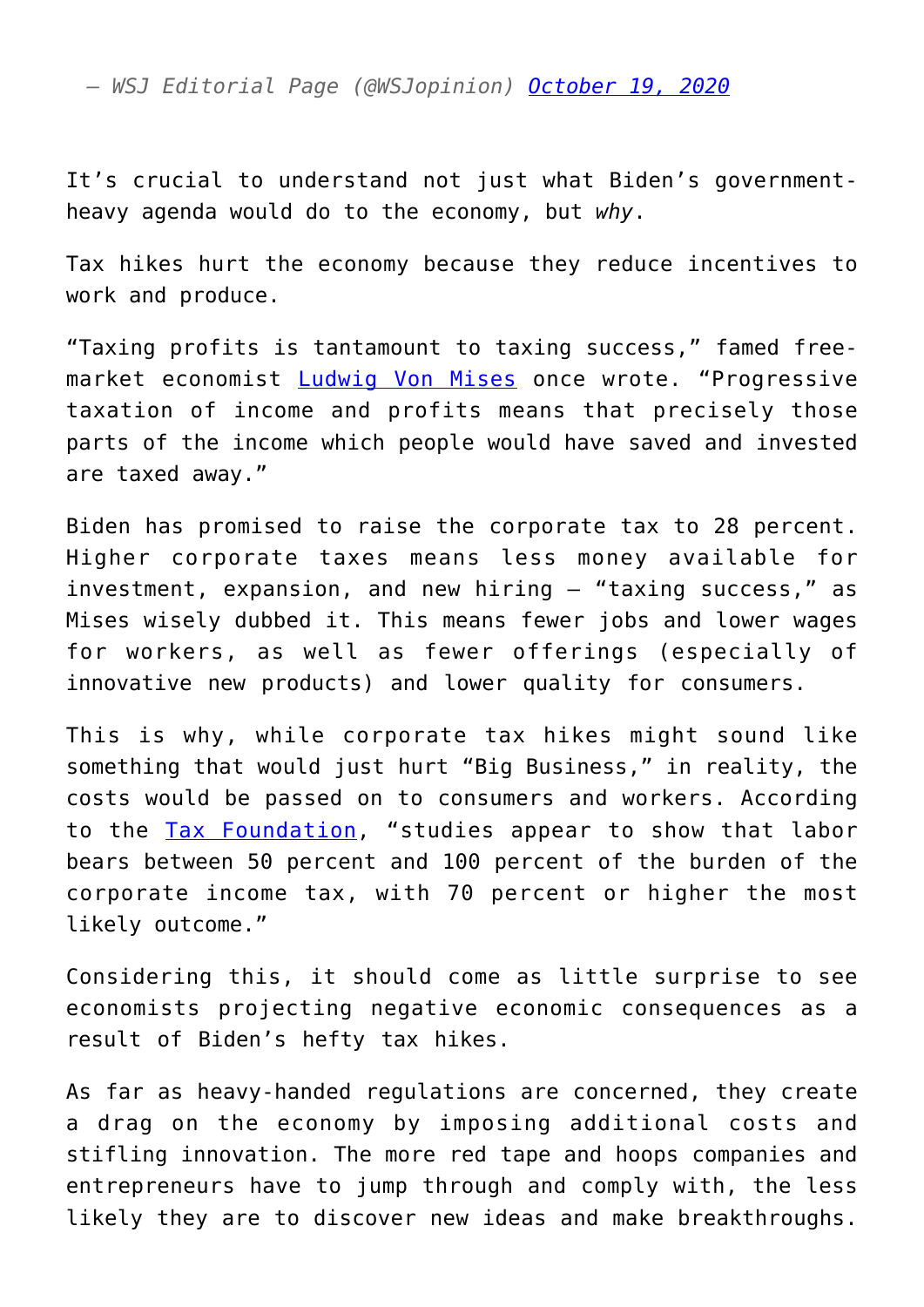— *WSJ Editorial Page (@WSJopinion) [October 19, 2020](#)*

It's crucial to understand not just what Biden's government-heavy agenda would do to the economy, but *why*.

Tax hikes hurt the economy because they reduce incentives to work and produce.

"Taxing profits is tantamount to taxing success," famed free-market economist [Ludwig Von Mises](#) once wrote. "Progressive taxation of income and profits means that precisely those parts of the income which people would have saved and invested are taxed away."

Biden has promised to raise the corporate tax to 28 percent. Higher corporate taxes means less money available for investment, expansion, and new hiring – "taxing success," as Mises wisely dubbed it. This means fewer jobs and lower wages for workers, as well as fewer offerings (especially of innovative new products) and lower quality for consumers.

This is why, while corporate tax hikes might sound like something that would just hurt "Big Business," in reality, the costs would be passed on to consumers and workers. According to the [Tax Foundation](#), "studies appear to show that labor bears between 50 percent and 100 percent of the burden of the corporate income tax, with 70 percent or higher the most likely outcome."

Considering this, it should come as little surprise to see economists projecting negative economic consequences as a result of Biden's hefty tax hikes.

As far as heavy-handed regulations are concerned, they create a drag on the economy by imposing additional costs and stifling innovation. The more red tape and hoops companies and entrepreneurs have to jump through and comply with, the less likely they are to discover new ideas and make breakthroughs.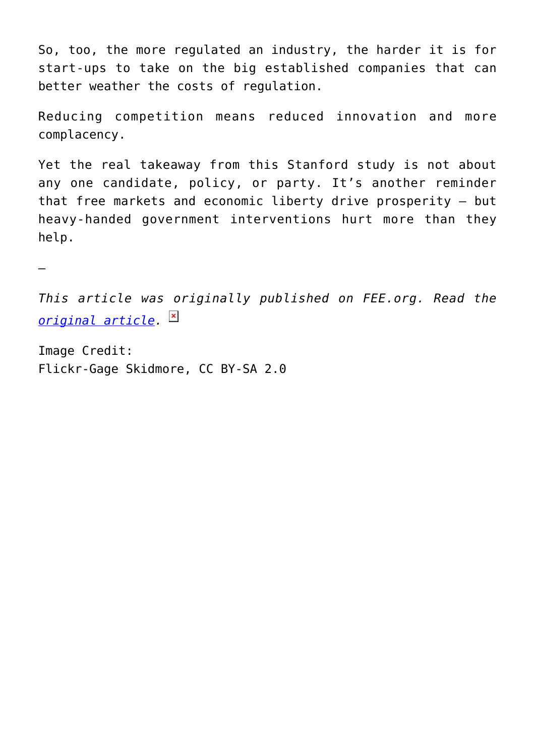So, too, the more regulated an industry, the harder it is for start-ups to take on the big established companies that can better weather the costs of regulation.

Reducing competition means reduced innovation and more complacency.

Yet the real takeaway from this Stanford study is not about any one candidate, policy, or party. It's another reminder that free markets and economic liberty drive prosperity — but heavy-handed government interventions hurt more than they help.

—

*This article was originally published on FEE.org. Read the [original article](original article).*

Image Credit:
Flickr-Gage Skidmore, CC BY-SA 2.0